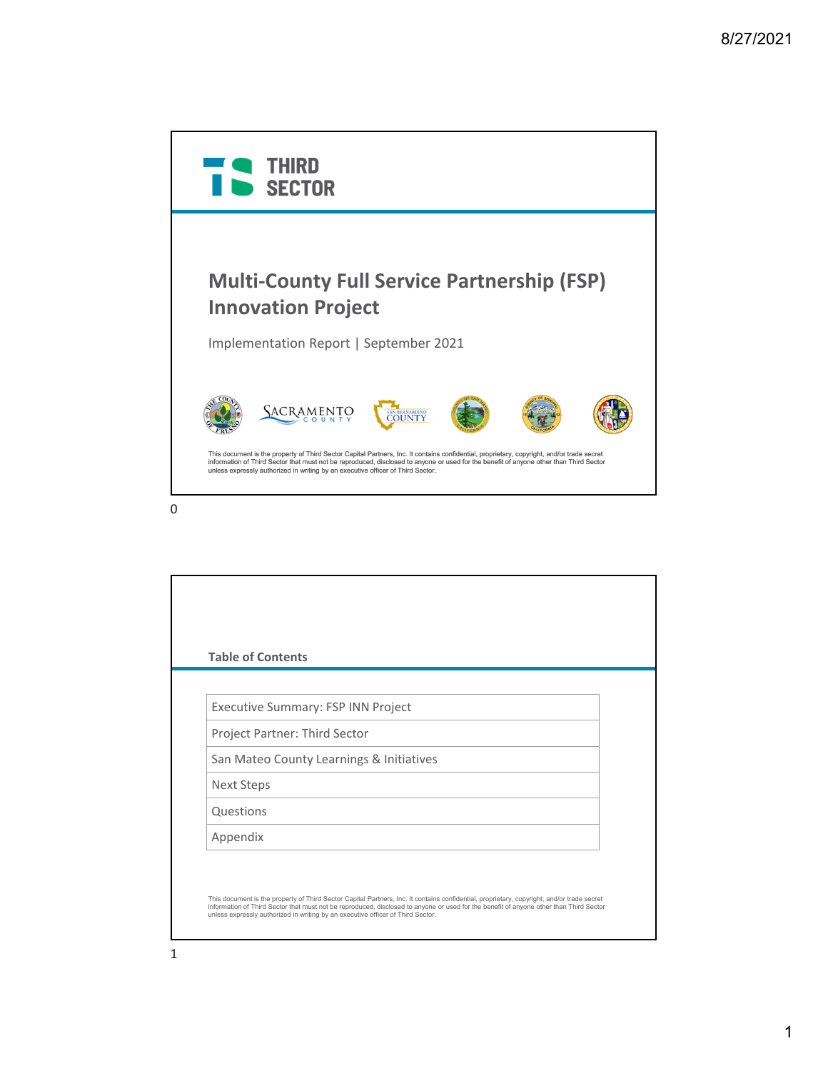THIRD SECTOR

# Multi-County Full Service Partnership (FSP) Innovation Project

Implementation Report | September 2021

This document is the property of Third Sector Capital Partners, Inc. It contains confidential, proprietary, copyright, and/or trade secret information of Third Sector that must not be reproduced, disclosed to anyone or used for the benefit of anyone other than Third Sector unless expressly authorized in writing by an executive officer of Third Sector.

## Table of Contents

| |
|---|
| Executive Summary: FSP INN Project |
| Project Partner: Third Sector |
| San Mateo County Learnings & Initiatives |
| Next Steps |
| Questions |
| Appendix |

This document is the property of Third Sector Capital Partners, Inc. It contains confidential, proprietary, copyright, and/or trade secret information of Third Sector that must not be reproduced, disclosed to anyone or used for the benefit of anyone other than Third Sector unless expressly authorized in writing by an executive officer of Third Sector.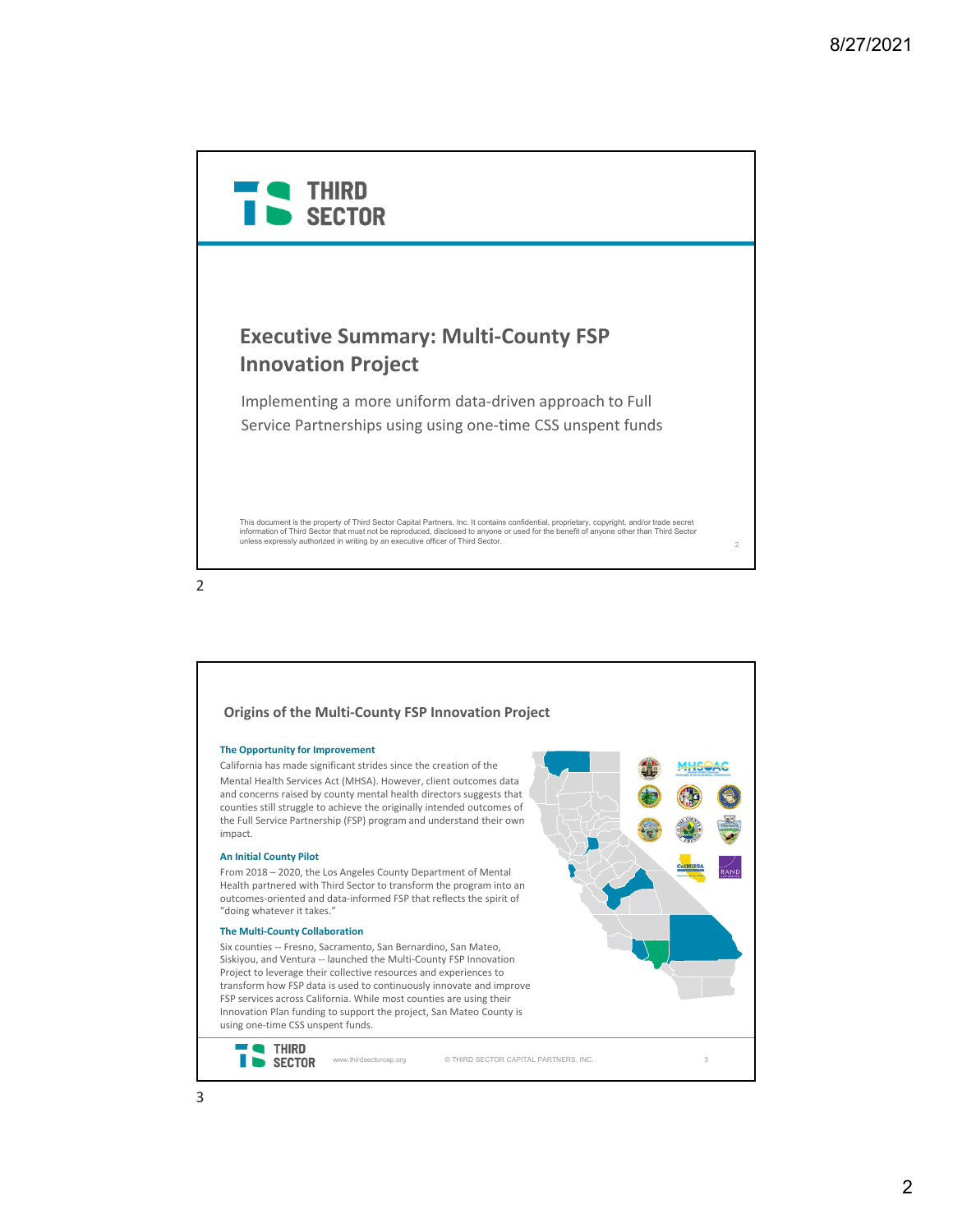## Executive Summary: Multi-County FSP Innovation Project

Implementing a more uniform data-driven approach to Full Service Partnerships using using one-time CSS unspent funds

This document is the property of Third Sector Capital Partners, Inc. It contains confidential, proprietary, copyright, and/or trade secret information of Third Sector that must not be reproduced, disclosed to anyone or used for the benefit of anyone other than Third Sector unless expressly authorized in writing by an executive officer of Third Sector.

## Origins of the Multi-County FSP Innovation Project

**The Opportunity for Improvement**

California has made significant strides since the creation of the Mental Health Services Act (MHSA). However, client outcomes data and concerns raised by county mental health directors suggests that counties still struggle to achieve the originally intended outcomes of the Full Service Partnership (FSP) program and understand their own impact.

**An Initial County Pilot**

From 2018 – 2020, the Los Angeles County Department of Mental Health partnered with Third Sector to transform the program into an outcomes-oriented and data-informed FSP that reflects the spirit of "doing whatever it takes."

**The Multi-County Collaboration**

Six counties -- Fresno, Sacramento, San Bernardino, San Mateo, Siskiyou, and Ventura -- launched the Multi-County FSP Innovation Project to leverage their collective resources and experiences to transform how FSP data is used to continuously innovate and improve FSP services across California. While most counties are using their Innovation Plan funding to support the project, San Mateo County is using one-time CSS unspent funds.

www.thirdsectorcap.org © THIRD SECTOR CAPITAL PARTNERS, INC.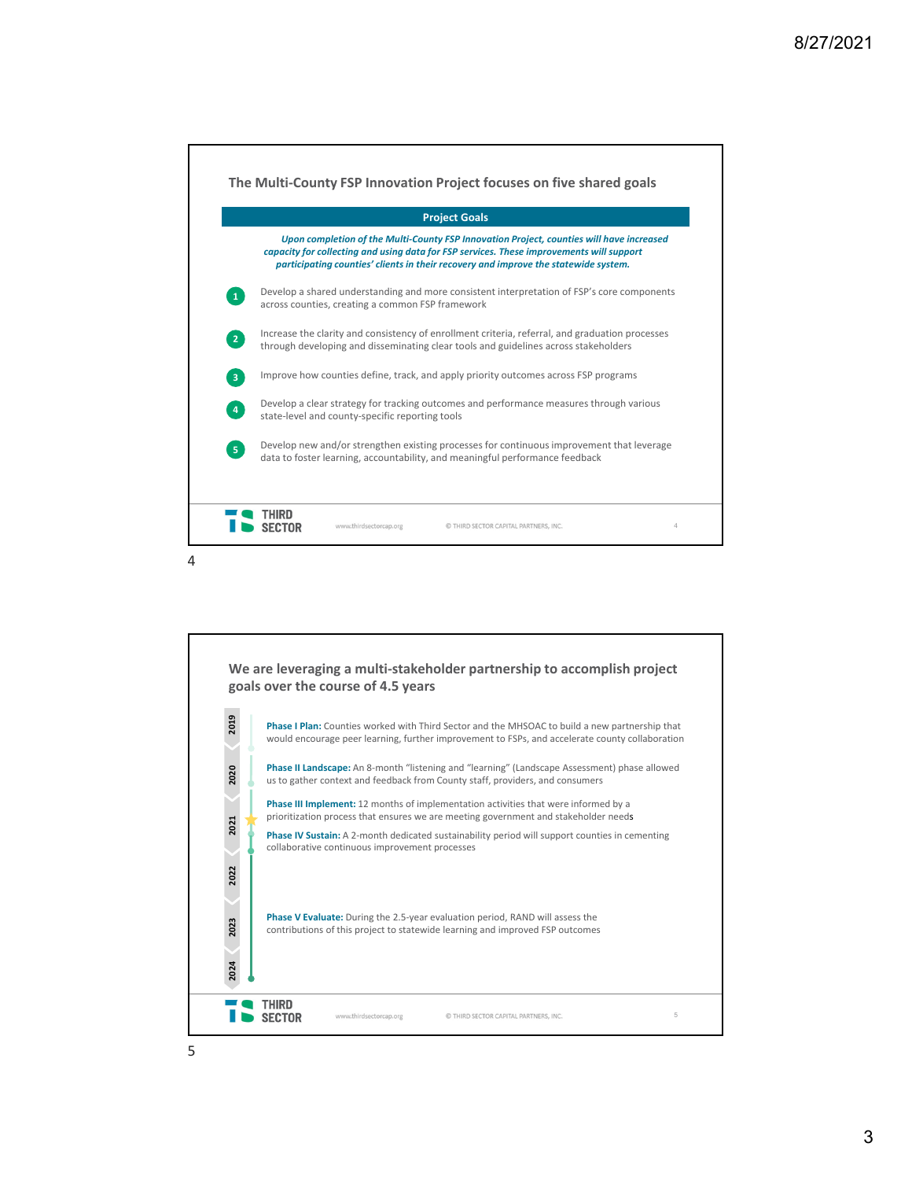## The Multi-County FSP Innovation Project focuses on five shared goals

**Project Goals**

***Upon completion of the Multi-County FSP Innovation Project, counties will have increased capacity for collecting and using data for FSP services. These improvements will support participating counties' clients in their recovery and improve the statewide system.***

1. Develop a shared understanding and more consistent interpretation of FSP's core components across counties, creating a common FSP framework
2. Increase the clarity and consistency of enrollment criteria, referral, and graduation processes through developing and disseminating clear tools and guidelines across stakeholders
3. Improve how counties define, track, and apply priority outcomes across FSP programs
4. Develop a clear strategy for tracking outcomes and performance measures through various state-level and county-specific reporting tools
5. Develop new and/or strengthen existing processes for continuous improvement that leverage data to foster learning, accountability, and meaningful performance feedback

THIRD SECTOR www.thirdsectorcap.org © THIRD SECTOR CAPITAL PARTNERS, INC.

## We are leveraging a multi-stakeholder partnership to accomplish project goals over the course of 4.5 years

2019 · 2020 · 2021 · 2022 · 2023 · 2024

**Phase I Plan:** Counties worked with Third Sector and the MHSOAC to build a new partnership that would encourage peer learning, further improvement to FSPs, and accelerate county collaboration

**Phase II Landscape:** An 8-month "listening and "learning" (Landscape Assessment) phase allowed us to gather context and feedback from County staff, providers, and consumers

**Phase III Implement:** 12 months of implementation activities that were informed by a prioritization process that ensures we are meeting government and stakeholder needs

**Phase IV Sustain:** A 2-month dedicated sustainability period will support counties in cementing collaborative continuous improvement processes

**Phase V Evaluate:** During the 2.5-year evaluation period, RAND will assess the contributions of this project to statewide learning and improved FSP outcomes

THIRD SECTOR www.thirdsectorcap.org © THIRD SECTOR CAPITAL PARTNERS, INC.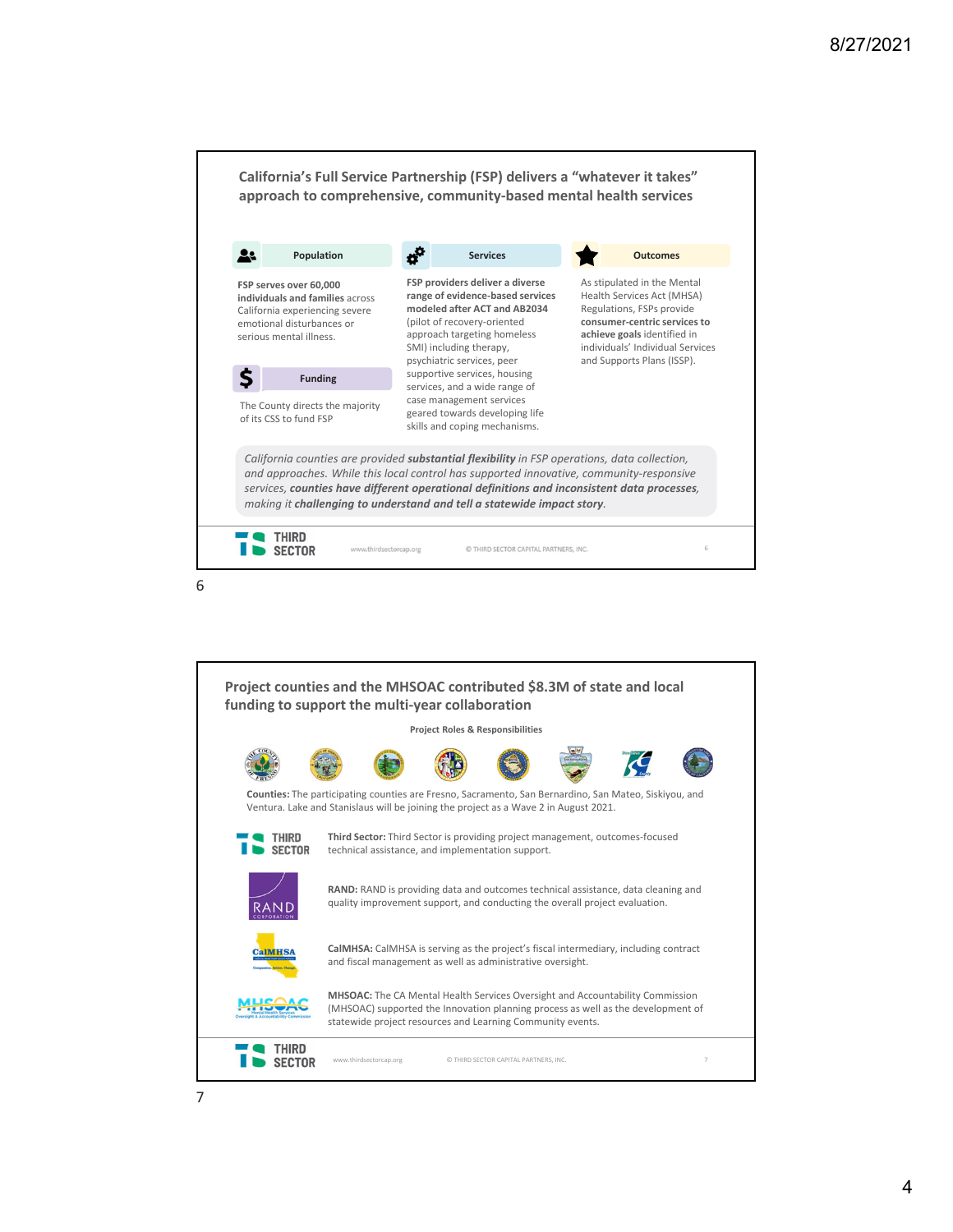## California's Full Service Partnership (FSP) delivers a "whatever it takes" approach to comprehensive, community-based mental health services

### Population

**FSP serves over 60,000 individuals and families** across California experiencing severe emotional disturbances or serious mental illness.

### Funding

The County directs the majority of its CSS to fund FSP

### Services

**FSP providers deliver a diverse range of evidence-based services modeled after ACT and AB2034** (pilot of recovery-oriented approach targeting homeless SMI) including therapy, psychiatric services, peer supportive services, housing services, and a wide range of case management services geared towards developing life skills and coping mechanisms.

### Outcomes

As stipulated in the Mental Health Services Act (MHSA) Regulations, FSPs provide **consumer-centric services to achieve goals** identified in individuals' Individual Services and Supports Plans (ISSP).

*California counties are provided **substantial flexibility** in FSP operations, data collection, and approaches. While this local control has supported innovative, community-responsive services, **counties have different operational definitions and inconsistent data processes**, making it **challenging to understand and tell a statewide impact story**.*

---

## Project counties and the MHSOAC contributed $8.3M of state and local funding to support the multi-year collaboration

**Project Roles & Responsibilities**

**Counties:** The participating counties are Fresno, Sacramento, San Bernardino, San Mateo, Siskiyou, and Ventura. Lake and Stanislaus will be joining the project as a Wave 2 in August 2021.

**Third Sector:** Third Sector is providing project management, outcomes-focused technical assistance, and implementation support.

**RAND:** RAND is providing data and outcomes technical assistance, data cleaning and quality improvement support, and conducting the overall project evaluation.

**CalMHSA:** CalMHSA is serving as the project's fiscal intermediary, including contract and fiscal management as well as administrative oversight.

**MHSOAC:** The CA Mental Health Services Oversight and Accountability Commission (MHSOAC) supported the Innovation planning process as well as the development of statewide project resources and Learning Community events.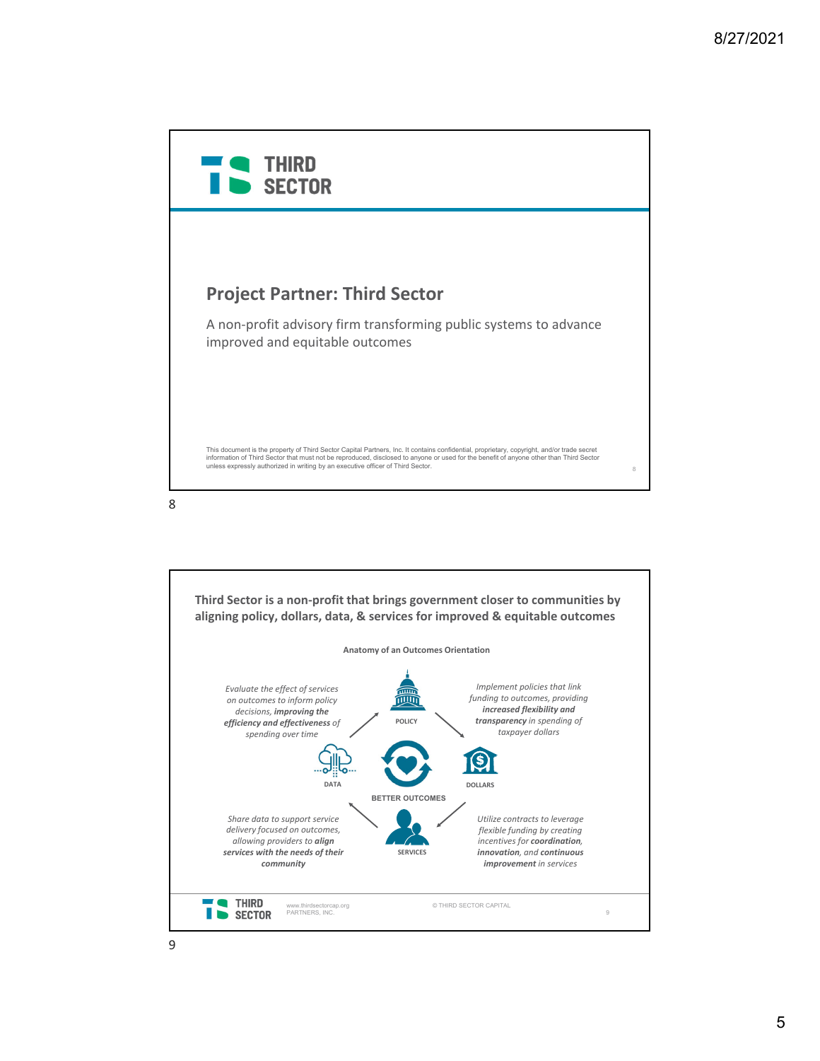**THIRD SECTOR**

## Project Partner: Third Sector

A non-profit advisory firm transforming public systems to advance improved and equitable outcomes

This document is the property of Third Sector Capital Partners, Inc. It contains confidential, proprietary, copyright, and/or trade secret information of Third Sector that must not be reproduced, disclosed to anyone or used for the benefit of anyone other than Third Sector unless expressly authorized in writing by an executive officer of Third Sector.

---

## Third Sector is a non-profit that brings government closer to communities by aligning policy, dollars, data, & services for improved & equitable outcomes

**Anatomy of an Outcomes Orientation**

**POLICY**

*Implement policies that link funding to outcomes, providing **increased flexibility and transparency** in spending of taxpayer dollars*

**DOLLARS**

*Utilize contracts to leverage flexible funding by creating incentives for **coordination, innovation**, and **continuous improvement** in services*

**SERVICES**

*Share data to support service delivery focused on outcomes, allowing providers to **align services with the needs of their community***

**DATA**

*Evaluate the effect of services on outcomes to inform policy decisions, **improving the efficiency and effectiveness** of spending over time*

**BETTER OUTCOMES**

THIRD SECTOR www.thirdsectorcap.org PARTNERS, INC. © THIRD SECTOR CAPITAL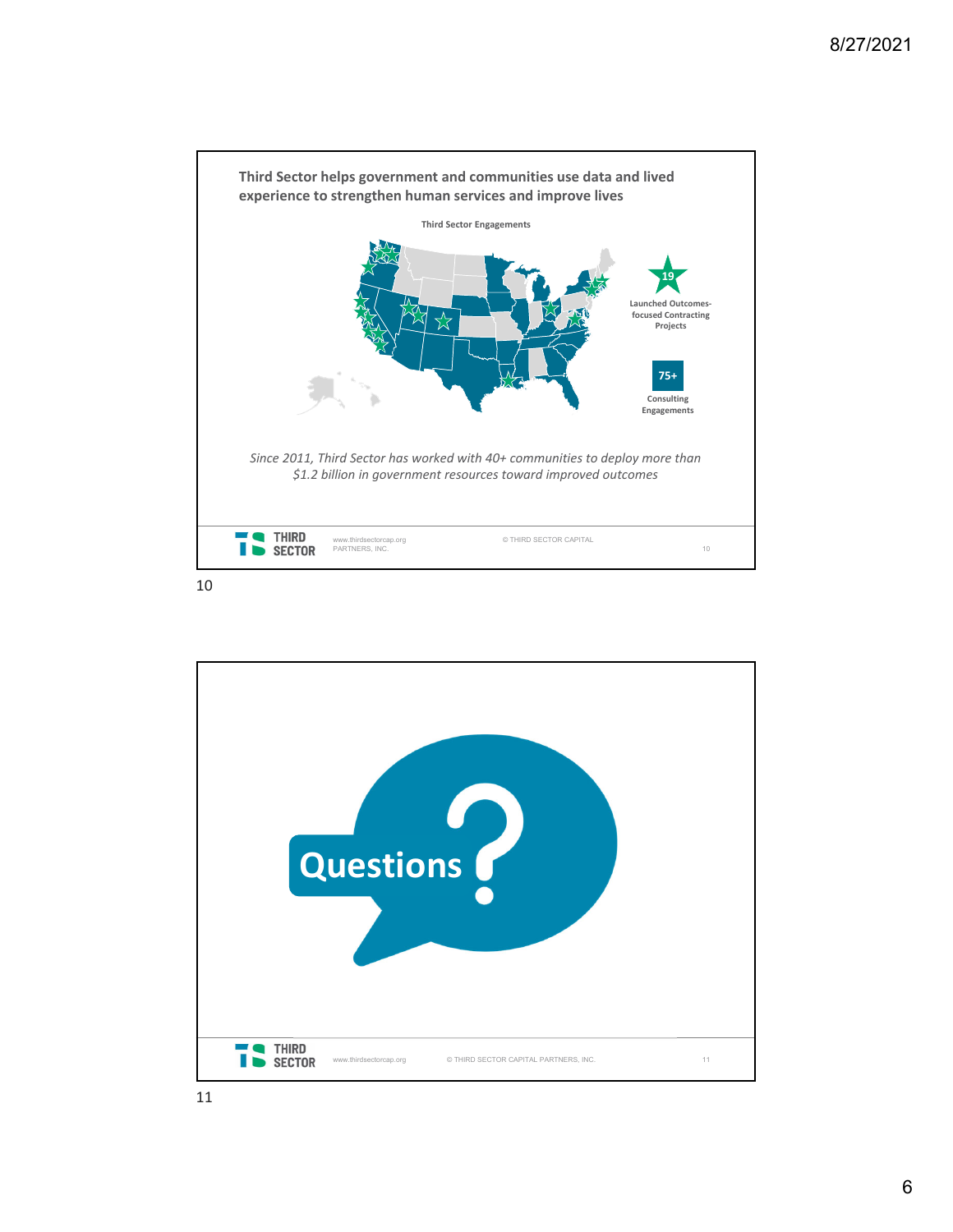## Third Sector helps government and communities use data and lived experience to strengthen human services and improve lives

**Third Sector Engagements**

**19** Launched Outcomes-focused Contracting Projects

**75+** Consulting Engagements

*Since 2011, Third Sector has worked with 40+ communities to deploy more than $1.2 billion in government resources toward improved outcomes*

www.thirdsectorcap.org

© THIRD SECTOR CAPITAL PARTNERS, INC.

---

# Questions?

www.thirdsectorcap.org

© THIRD SECTOR CAPITAL PARTNERS, INC.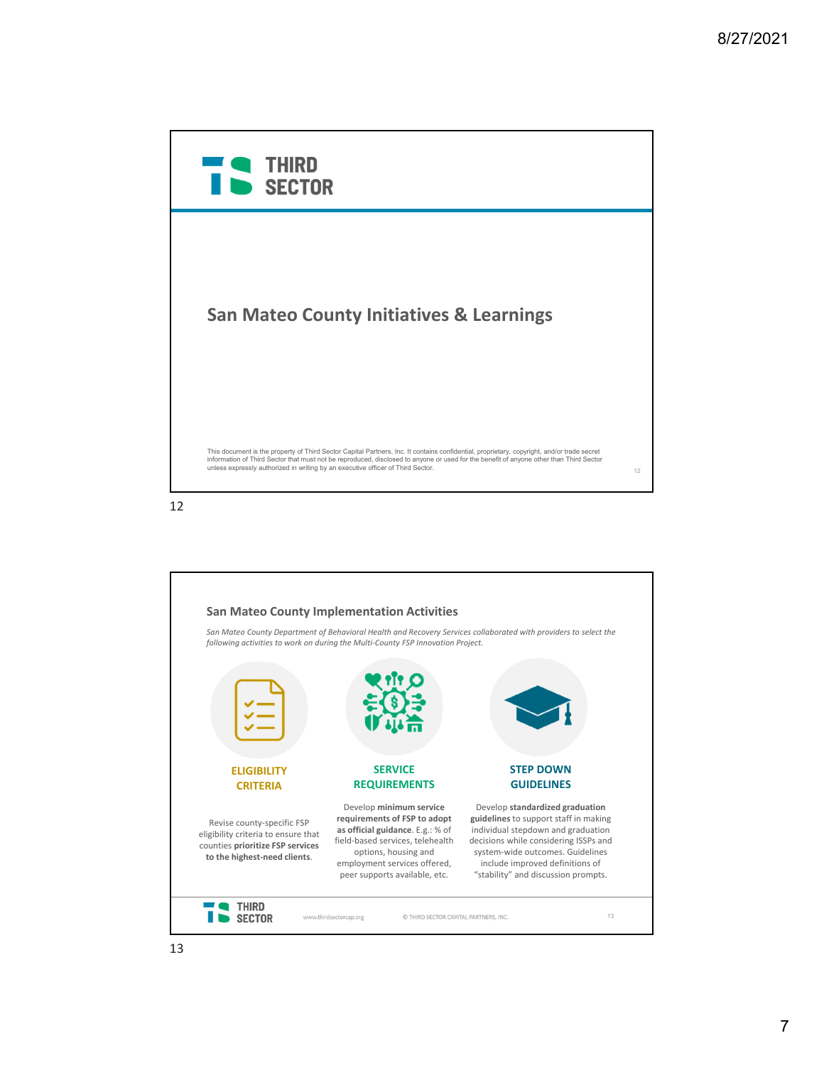## San Mateo County Initiatives & Learnings

This document is the property of Third Sector Capital Partners, Inc. It contains confidential, proprietary, copyright, and/or trade secret information of Third Sector that must not be reproduced, disclosed to anyone or used for the benefit of anyone other than Third Sector unless expressly authorized in writing by an executive officer of Third Sector.

## San Mateo County Implementation Activities

*San Mateo County Department of Behavioral Health and Recovery Services collaborated with providers to select the following activities to work on during the Multi-County FSP Innovation Project.*

### ELIGIBILITY CRITERIA

Revise county-specific FSP eligibility criteria to ensure that counties **prioritize FSP services to the highest-need clients**.

### SERVICE REQUIREMENTS

Develop **minimum service requirements of FSP to adopt as official guidance**. E.g.: % of field-based services, telehealth options, housing and employment services offered, peer supports available, etc.

### STEP DOWN GUIDELINES

Develop **standardized graduation guidelines** to support staff in making individual stepdown and graduation decisions while considering ISSPs and system-wide outcomes. Guidelines include improved definitions of "stability" and discussion prompts.

www.thirdsectorcap.org © THIRD SECTOR CAPITAL PARTNERS, INC.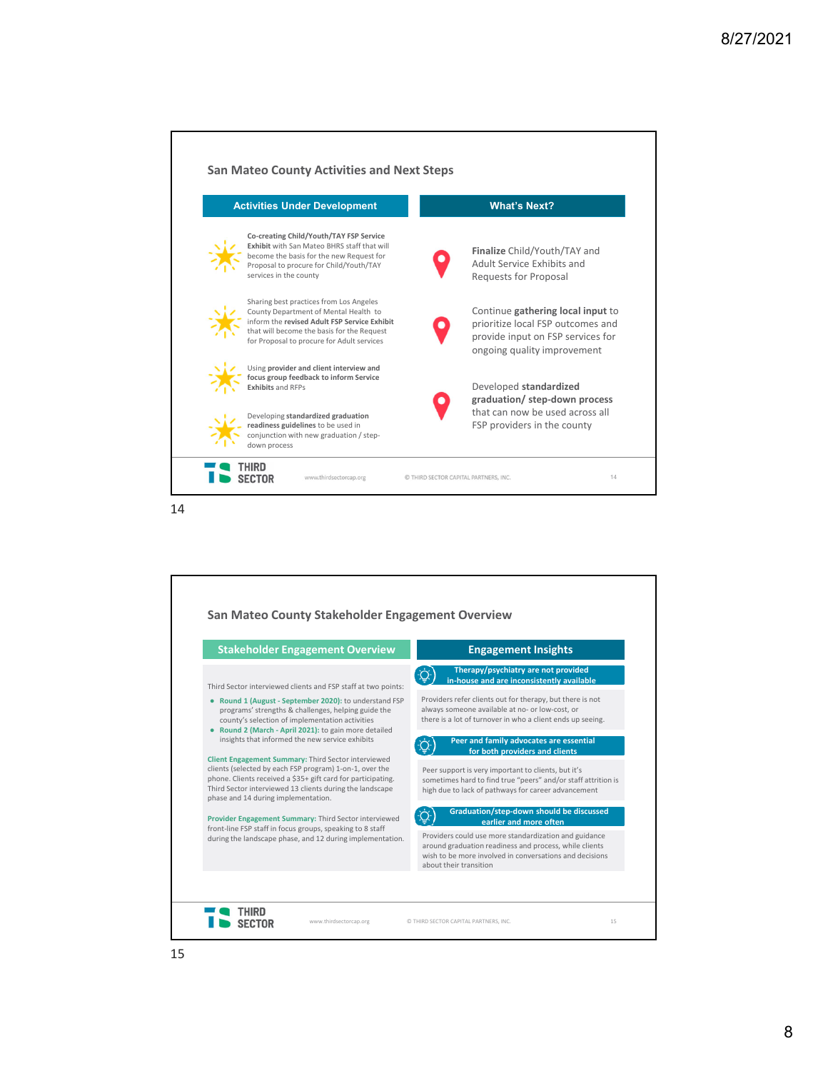## San Mateo County Activities and Next Steps

### Activities Under Development

- **Co-creating Child/Youth/TAY FSP Service Exhibit** with San Mateo BHRS staff that will become the basis for the new Request for Proposal to procure for Child/Youth/TAY services in the county
- Sharing best practices from Los Angeles County Department of Mental Health to inform the **revised Adult FSP Service Exhibit** that will become the basis for the Request for Proposal to procure for Adult services
- Using **provider and client interview and focus group feedback to inform Service Exhibits** and RFPs
- Developing **standardized graduation readiness guidelines** to be used in conjunction with new graduation / step-down process

### What's Next?

- **Finalize** Child/Youth/TAY and Adult Service Exhibits and Requests for Proposal
- Continue **gathering local input** to prioritize local FSP outcomes and provide input on FSP services for ongoing quality improvement
- Developed **standardized graduation/ step-down process** that can now be used across all FSP providers in the county

## San Mateo County Stakeholder Engagement Overview

### Stakeholder Engagement Overview

Third Sector interviewed clients and FSP staff at two points:

- **Round 1 (August - September 2020):** to understand FSP programs' strengths & challenges, helping guide the county's selection of implementation activities
- **Round 2 (March - April 2021):** to gain more detailed insights that informed the new service exhibits

**Client Engagement Summary:** Third Sector interviewed clients (selected by each FSP program) 1-on-1, over the phone. Clients received a $35+ gift card for participating. Third Sector interviewed 13 clients during the landscape phase and 14 during implementation.

**Provider Engagement Summary:** Third Sector interviewed front-line FSP staff in focus groups, speaking to 8 staff during the landscape phase, and 12 during implementation.

### Engagement Insights

**Therapy/psychiatry are not provided in-house and are inconsistently available**

Providers refer clients out for therapy, but there is not always someone available at no- or low-cost, or there is a lot of turnover in who a client ends up seeing.

**Peer and family advocates are essential for both providers and clients**

Peer support is very important to clients, but it's sometimes hard to find true "peers" and/or staff attrition is high due to lack of pathways for career advancement

**Graduation/step-down should be discussed earlier and more often**

Providers could use more standardization and guidance around graduation readiness and process, while clients wish to be more involved in conversations and decisions about their transition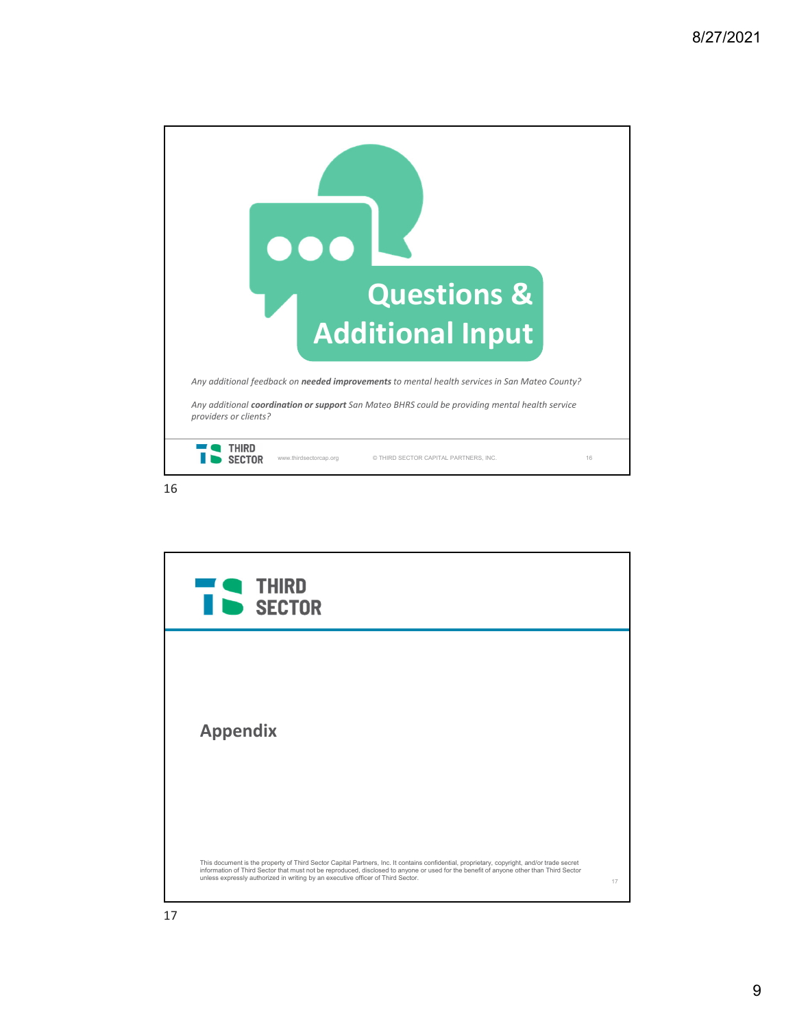## Questions & Additional Input

*Any additional feedback on **needed improvements** to mental health services in San Mateo County?*

*Any additional **coordination or support** San Mateo BHRS could be providing mental health service providers or clients?*

THIRD SECTOR www.thirdsectorcap.org © THIRD SECTOR CAPITAL PARTNERS, INC.

---

THIRD SECTOR

## Appendix

This document is the property of Third Sector Capital Partners, Inc. It contains confidential, proprietary, copyright, and/or trade secret information of Third Sector that must not be reproduced, disclosed to anyone or used for the benefit of anyone other than Third Sector unless expressly authorized in writing by an executive officer of Third Sector.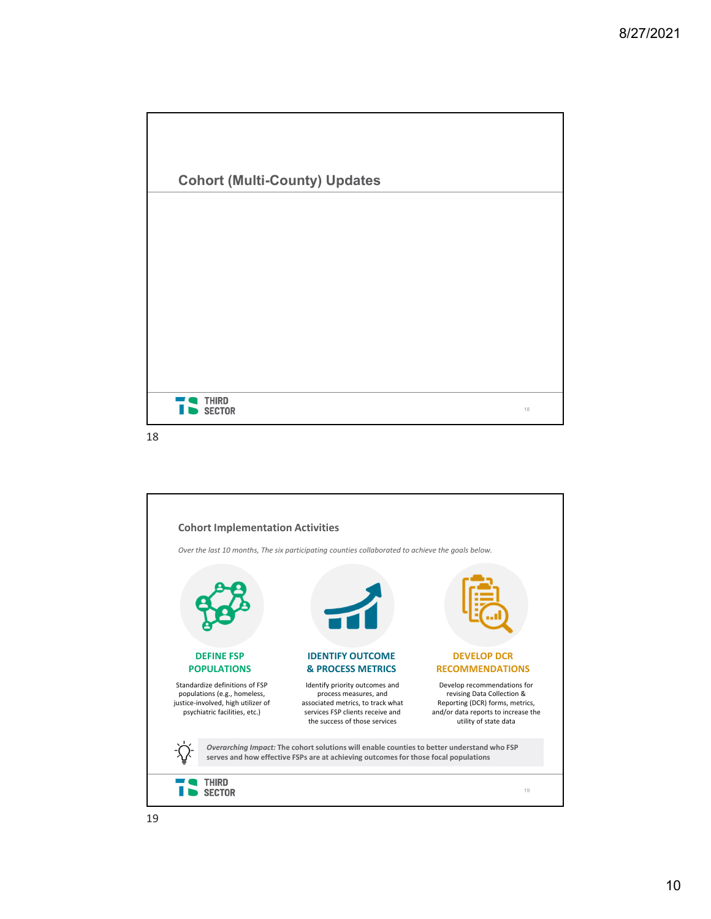## Cohort (Multi-County) Updates

## Cohort Implementation Activities

*Over the last 10 months, The six participating counties collaborated to achieve the goals below.*

### DEFINE FSP POPULATIONS

Standardize definitions of FSP populations (e.g., homeless, justice-involved, high utilizer of psychiatric facilities, etc.)

### IDENTIFY OUTCOME & PROCESS METRICS

Identify priority outcomes and process measures, and associated metrics, to track what services FSP clients receive and the success of those services

### DEVELOP DCR RECOMMENDATIONS

Develop recommendations for revising Data Collection & Reporting (DCR) forms, metrics, and/or data reports to increase the utility of state data

***Overarching Impact:*** **The cohort solutions will enable counties to better understand who FSP serves and how effective FSPs are at achieving outcomes for those focal populations**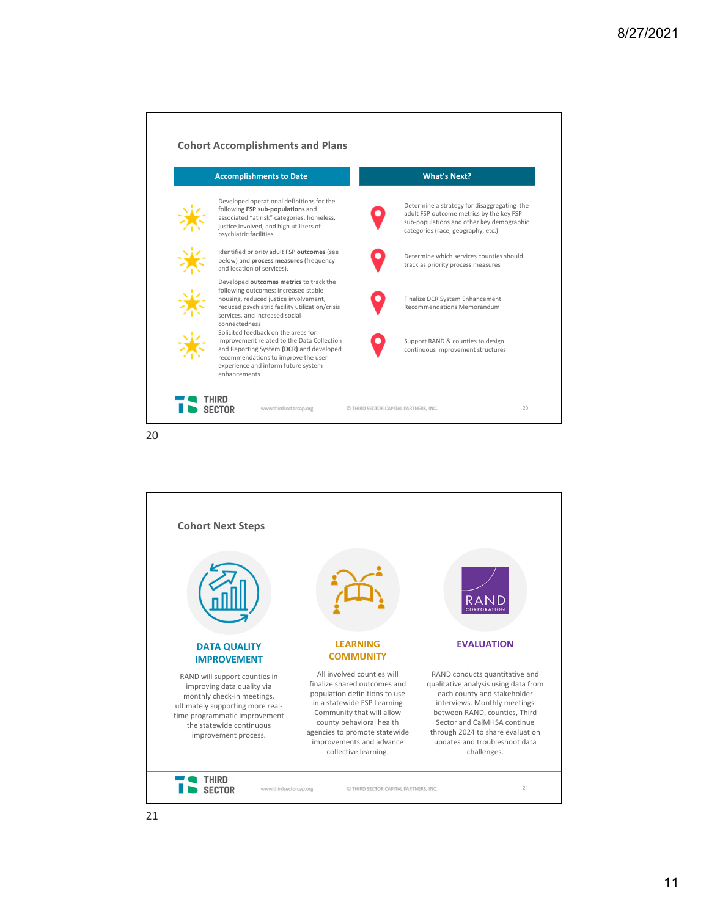## Cohort Accomplishments and Plans

| Accomplishments to Date | What's Next? |
|---|---|
| Developed operational definitions for the following **FSP sub-populations** and associated "at risk" categories: homeless, justice involved, and high utilizers of psychiatric facilities | Determine a strategy for disaggregating the adult FSP outcome metrics by the key FSP sub-populations and other key demographic categories (race, geography, etc.) |
| Identified priority adult FSP **outcomes** (see below) and **process measures** (frequency and location of services). | Determine which services counties should track as priority process measures |
| Developed **outcomes metrics** to track the following outcomes: increased stable housing, reduced justice involvement, reduced psychiatric facility utilization/crisis services, and increased social connectedness | Finalize DCR System Enhancement Recommendations Memorandum |
| Solicited feedback on the areas for improvement related to the Data Collection and Reporting System **(DCR)** and developed recommendations to improve the user experience and inform future system enhancements | Support RAND & counties to design continuous improvement structures |

## Cohort Next Steps

### DATA QUALITY IMPROVEMENT

RAND will support counties in improving data quality via monthly check-in meetings, ultimately supporting more real-time programmatic improvement the statewide continuous improvement process.

### LEARNING COMMUNITY

All involved counties will finalize shared outcomes and population definitions to use in a statewide FSP Learning Community that will allow county behavioral health agencies to promote statewide improvements and advance collective learning.

### EVALUATION

RAND conducts quantitative and qualitative analysis using data from each county and stakeholder interviews. Monthly meetings between RAND, counties, Third Sector and CalMHSA continue through 2024 to share evaluation updates and troubleshoot data challenges.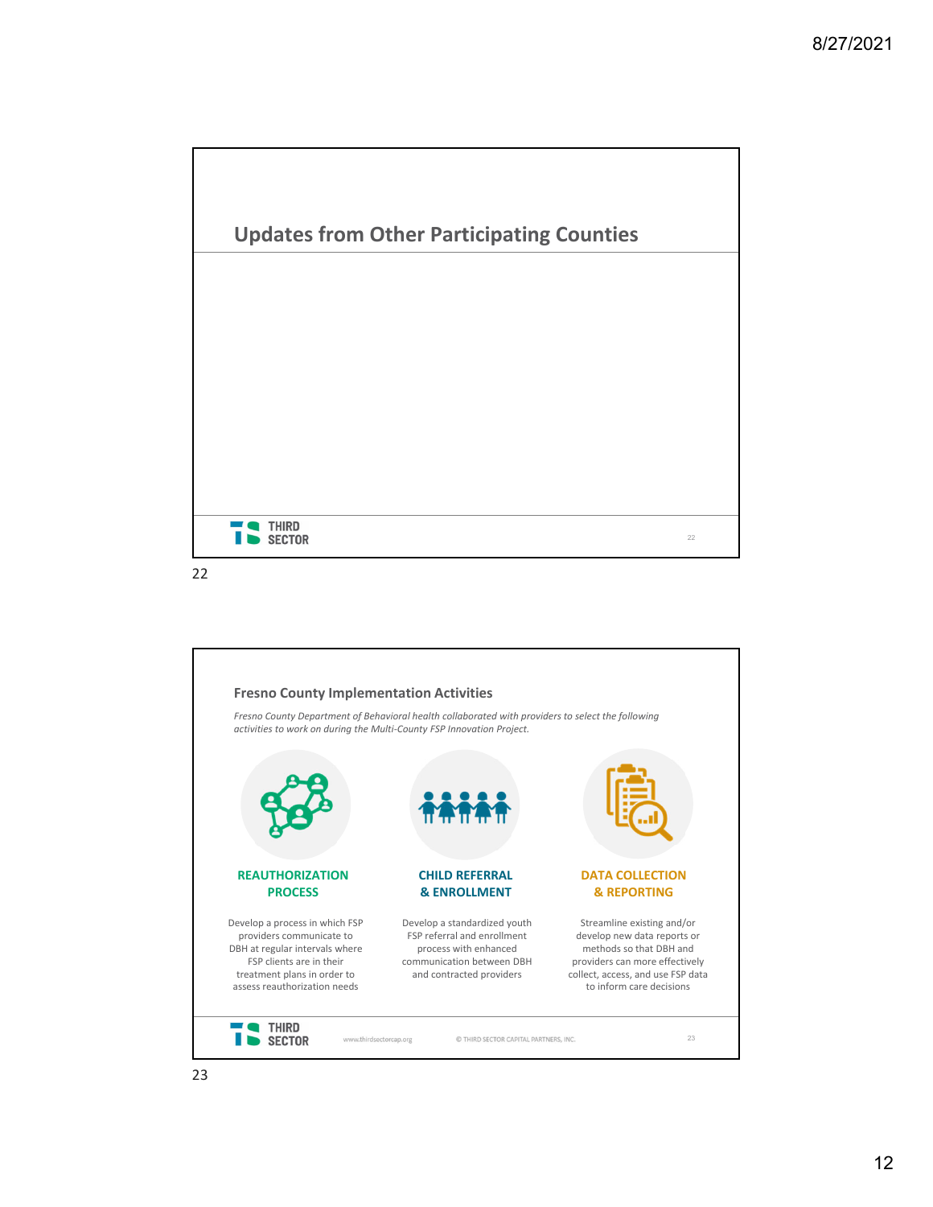## Updates from Other Participating Counties

### Fresno County Implementation Activities

*Fresno County Department of Behavioral health collaborated with providers to select the following activities to work on during the Multi-County FSP Innovation Project.*

**REAUTHORIZATION PROCESS**

Develop a process in which FSP providers communicate to DBH at regular intervals where FSP clients are in their treatment plans in order to assess reauthorization needs

**CHILD REFERRAL & ENROLLMENT**

Develop a standardized youth FSP referral and enrollment process with enhanced communication between DBH and contracted providers

**DATA COLLECTION & REPORTING**

Streamline existing and/or develop new data reports or methods so that DBH and providers can more effectively collect, access, and use FSP data to inform care decisions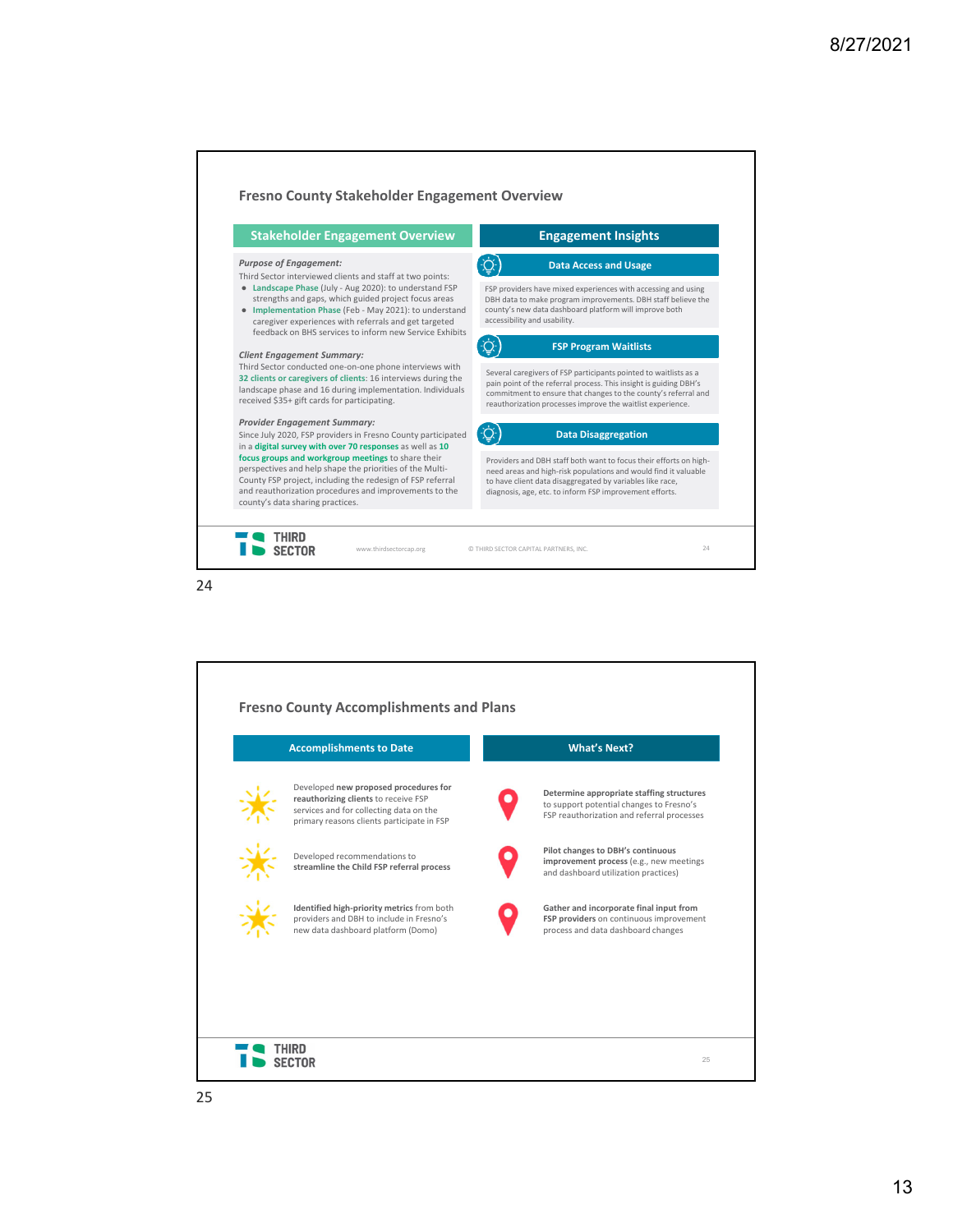## Fresno County Stakeholder Engagement Overview

### Stakeholder Engagement Overview

***Purpose of Engagement:***

Third Sector interviewed clients and staff at two points:

- **Landscape Phase** (July - Aug 2020): to understand FSP strengths and gaps, which guided project focus areas
- **Implementation Phase** (Feb - May 2021): to understand caregiver experiences with referrals and get targeted feedback on BHS services to inform new Service Exhibits

***Client Engagement Summary:***

Third Sector conducted one-on-one phone interviews with **32 clients or caregivers of clients**: 16 interviews during the landscape phase and 16 during implementation. Individuals received $35+ gift cards for participating.

***Provider Engagement Summary:***

Since July 2020, FSP providers in Fresno County participated in a **digital survey with over 70 responses** as well as **10 focus groups and workgroup meetings** to share their perspectives and help shape the priorities of the Multi-County FSP project, including the redesign of FSP referral and reauthorization procedures and improvements to the county's data sharing practices.

### Engagement Insights

**Data Access and Usage**

FSP providers have mixed experiences with accessing and using DBH data to make program improvements. DBH staff believe the county's new data dashboard platform will improve both accessibility and usability.

**FSP Program Waitlists**

Several caregivers of FSP participants pointed to waitlists as a pain point of the referral process. This insight is guiding DBH's commitment to ensure that changes to the county's referral and reauthorization processes improve the waitlist experience.

**Data Disaggregation**

Providers and DBH staff both want to focus their efforts on high-need areas and high-risk populations and would find it valuable to have client data disaggregated by variables like race, diagnosis, age, etc. to inform FSP improvement efforts.

THIRD SECTOR | www.thirdsectorcap.org | © THIRD SECTOR CAPITAL PARTNERS, INC.

## Fresno County Accomplishments and Plans

### Accomplishments to Date

- Developed **new proposed procedures for reauthorizing clients** to receive FSP services and for collecting data on the primary reasons clients participate in FSP
- Developed recommendations to **streamline the Child FSP referral process**
- **Identified high-priority metrics** from both providers and DBH to include in Fresno's new data dashboard platform (Domo)

### What's Next?

- **Determine appropriate staffing structures** to support potential changes to Fresno's FSP reauthorization and referral processes
- **Pilot changes to DBH's continuous improvement process** (e.g., new meetings and dashboard utilization practices)
- **Gather and incorporate final input from FSP providers** on continuous improvement process and data dashboard changes

THIRD SECTOR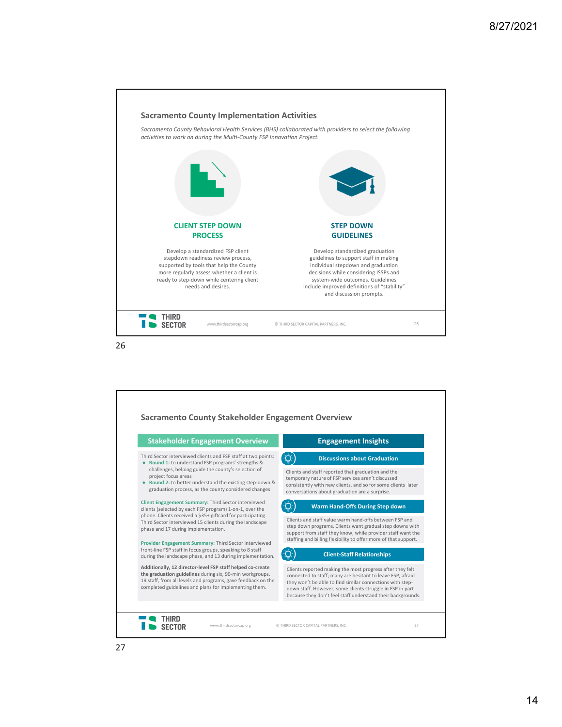## Sacramento County Implementation Activities

*Sacramento County Behavioral Health Services (BHS) collaborated with providers to select the following activities to work on during the Multi-County FSP Innovation Project.*

### CLIENT STEP DOWN PROCESS

Develop a standardized FSP client stepdown readiness review process, supported by tools that help the County more regularly assess whether a client is ready to step-down while centering client needs and desires.

### STEP DOWN GUIDELINES

Develop standardized graduation guidelines to support staff in making individual stepdown and graduation decisions while considering ISSPs and system-wide outcomes. Guidelines include improved definitions of "stability" and discussion prompts.

www.thirdsectorcap.org © THIRD SECTOR CAPITAL PARTNERS, INC.

26

## Sacramento County Stakeholder Engagement Overview

### Stakeholder Engagement Overview

Third Sector interviewed clients and FSP staff at two points:

- **Round 1:** to understand FSP programs' strengths & challenges, helping guide the county's selection of project focus areas
- **Round 2:** to better understand the existing step-down & graduation process, as the county considered changes

**Client Engagement Summary:** Third Sector interviewed clients (selected by each FSP program) 1-on-1, over the phone. Clients received a $35+ giftcard for participating. Third Sector interviewed 15 clients during the landscape phase and 17 during implementation.

**Provider Engagement Summary:** Third Sector interviewed front-line FSP staff in focus groups, speaking to 8 staff during the landscape phase, and 13 during implementation.

**Additionally, 12 director-level FSP staff helped co-create the graduation guidelines** during six, 90-min workgroups. 19 staff, from all levels and programs, gave feedback on the completed guidelines and plans for implementing them.

### Engagement Insights

#### Discussions about Graduation

Clients and staff reported that graduation and the temporary nature of FSP services aren't discussed consistently with new clients, and so for some clients later conversations about graduation are a surprise.

#### Warm Hand-Offs During Step down

Clients and staff value warm hand-offs between FSP and step down programs. Clients want gradual step downs with support from staff they know, while provider staff want the staffing and billing flexibility to offer more of that support.

#### Client-Staff Relationships

Clients reported making the most progress after they felt connected to staff; many are hesitant to leave FSP, afraid they won't be able to find similar connections with step-down staff. However, some clients struggle in FSP in part because they don't feel staff understand their backgrounds.

www.thirdsectorcap.org © THIRD SECTOR CAPITAL PARTNERS, INC.

27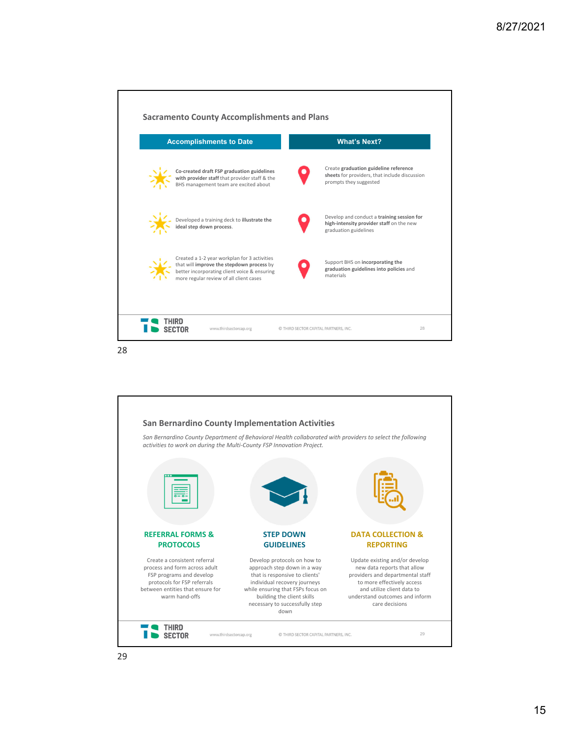## Sacramento County Accomplishments and Plans

| Accomplishments to Date | What's Next? |
| --- | --- |
| **Co-created draft FSP graduation guidelines with provider staff** that provider staff & the BHS management team are excited about | Create **graduation guideline reference sheets** for providers, that include discussion prompts they suggested |
| Developed a training deck to **illustrate the ideal step down process**. | Develop and conduct a **training session for high-intensity provider staff** on the new graduation guidelines |
| Created a 1-2 year workplan for 3 activities that will **improve the stepdown process** by better incorporating client voice & ensuring more regular review of all client cases | Support BHS on **incorporating the graduation guidelines into policies** and materials |

## San Bernardino County Implementation Activities

*San Bernardino County Department of Behavioral Health collaborated with providers to select the following activities to work on during the Multi-County FSP Innovation Project.*

### REFERRAL FORMS & PROTOCOLS

Create a consistent referral process and form across adult FSP programs and develop protocols for FSP referrals between entities that ensure for warm hand-offs

### STEP DOWN GUIDELINES

Develop protocols on how to approach step down in a way that is responsive to clients' individual recovery journeys while ensuring that FSPs focus on building the client skills necessary to successfully step down

### DATA COLLECTION & REPORTING

Update existing and/or develop new data reports that allow providers and departmental staff to more effectively access and utilize client data to understand outcomes and inform care decisions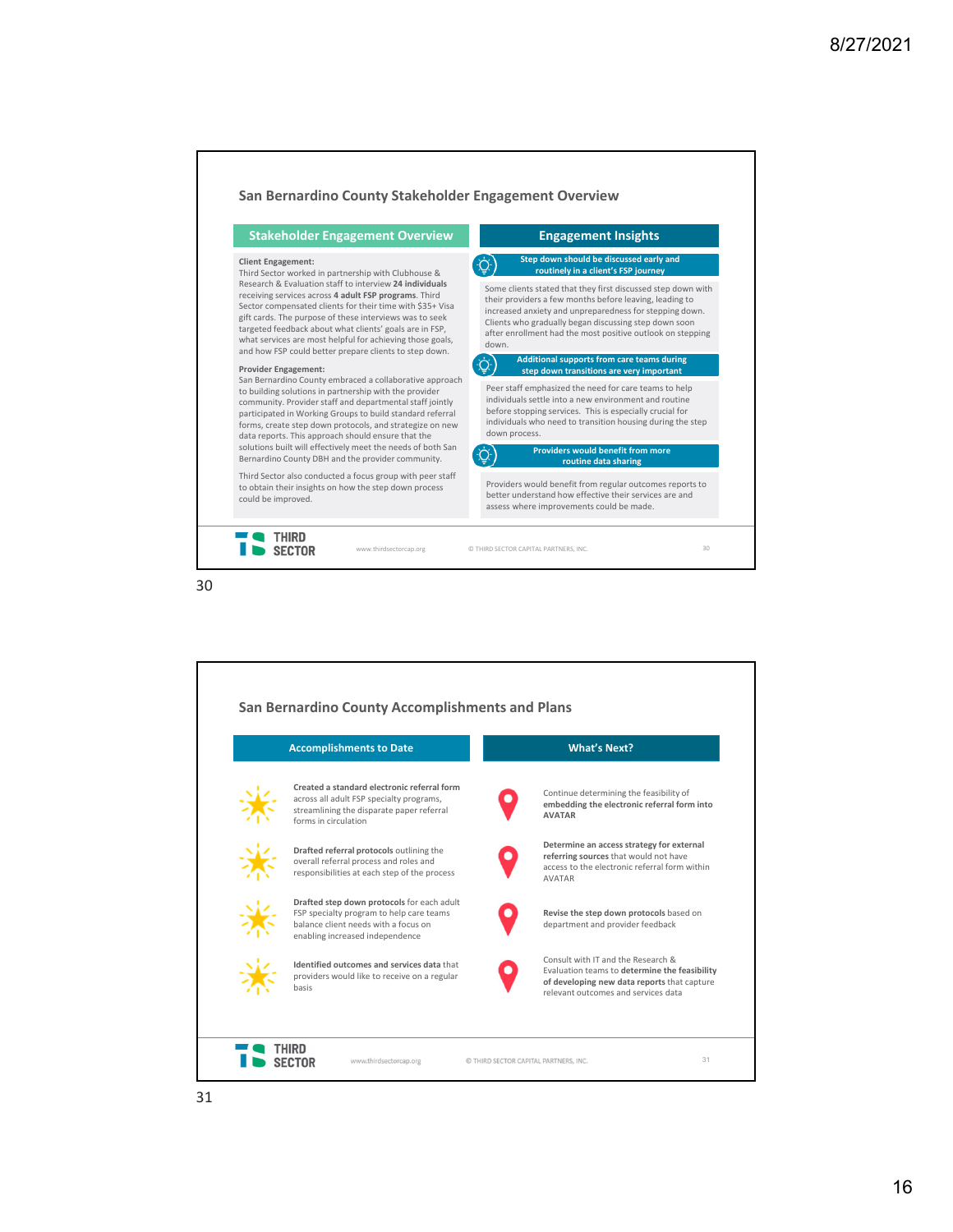## San Bernardino County Stakeholder Engagement Overview

### Stakeholder Engagement Overview

**Client Engagement:**
Third Sector worked in partnership with Clubhouse & Research & Evaluation staff to interview **24 individuals** receiving services across **4 adult FSP programs**. Third Sector compensated clients for their time with $35+ Visa gift cards. The purpose of these interviews was to seek targeted feedback about what clients' goals are in FSP, what services are most helpful for achieving those goals, and how FSP could better prepare clients to step down.

**Provider Engagement:**
San Bernardino County embraced a collaborative approach to building solutions in partnership with the provider community. Provider staff and departmental staff jointly participated in Working Groups to build standard referral forms, create step down protocols, and strategize on new data reports. This approach should ensure that the solutions built will effectively meet the needs of both San Bernardino County DBH and the provider community.

Third Sector also conducted a focus group with peer staff to obtain their insights on how the step down process could be improved.

### Engagement Insights

**Step down should be discussed early and routinely in a client's FSP journey**

Some clients stated that they first discussed step down with their providers a few months before leaving, leading to increased anxiety and unpreparedness for stepping down. Clients who gradually began discussing step down soon after enrollment had the most positive outlook on stepping down.

**Additional supports from care teams during step down transitions are very important**

Peer staff emphasized the need for care teams to help individuals settle into a new environment and routine before stopping services. This is especially crucial for individuals who need to transition housing during the step down process.

**Providers would benefit from more routine data sharing**

Providers would benefit from regular outcomes reports to better understand how effective their services are and assess where improvements could be made.

## San Bernardino County Accomplishments and Plans

### Accomplishments to Date

- **Created a standard electronic referral form** across all adult FSP specialty programs, streamlining the disparate paper referral forms in circulation
- **Drafted referral protocols** outlining the overall referral process and roles and responsibilities at each step of the process
- **Drafted step down protocols** for each adult FSP specialty program to help care teams balance client needs with a focus on enabling increased independence
- **Identified outcomes and services data** that providers would like to receive on a regular basis

### What's Next?

- Continue determining the feasibility of **embedding the electronic referral form into AVATAR**
- **Determine an access strategy for external referring sources** that would not have access to the electronic referral form within AVATAR
- **Revise the step down protocols** based on department and provider feedback
- Consult with IT and the Research & Evaluation teams to **determine the feasibility of developing new data reports** that capture relevant outcomes and services data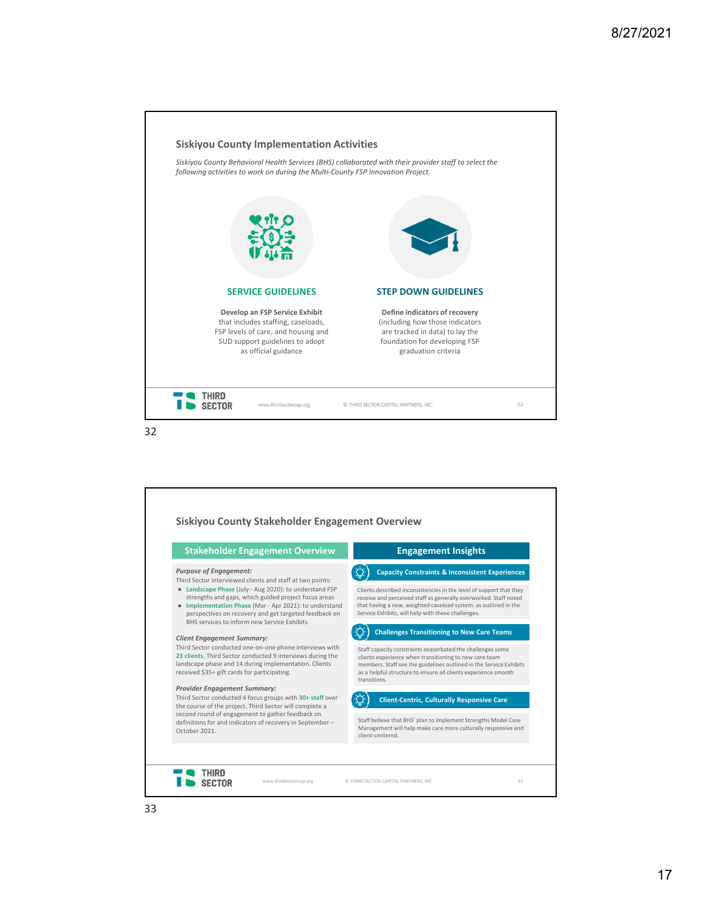## Siskiyou County Implementation Activities

*Siskiyou County Behavioral Health Services (BHS) collaborated with their provider staff to select the following activities to work on during the Multi-County FSP Innovation Project.*

### SERVICE GUIDELINES

**Develop an FSP Service Exhibit** that includes staffing, caseloads, FSP levels of care, and housing and SUD support guidelines to adopt as official guidance

### STEP DOWN GUIDELINES

**Define indicators of recovery** (including how those indicators are tracked in data) to lay the foundation for developing FSP graduation criteria

---

## Siskiyou County Stakeholder Engagement Overview

### Stakeholder Engagement Overview

***Purpose of Engagement:***

Third Sector interviewed clients and staff at two points:

- **Landscape Phase** (July - Aug 2020): to understand FSP strengths and gaps, which guided project focus areas
- **Implementation Phase** (Mar - Apr 2021): to understand perspectives on recovery and get targeted feedback on BHS services to inform new Service Exhibits

***Client Engagement Summary:***

Third Sector conducted one-on-one phone interviews with **23 clients**. Third Sector conducted 9 interviews during the landscape phase and 14 during implementation. Clients received $35+ gift cards for participating.

***Provider Engagement Summary:***

Third Sector conducted 4 focus groups with **30+ staff** over the course of the project. Third Sector will complete a second round of engagement to gather feedback on definitions for and indicators of recovery in September – October 2021.

### Engagement Insights

**Capacity Constraints & Inconsistent Experiences**

Clients described inconsistencies in the level of support that they receive and perceived staff as generally overworked. Staff noted that having a new, weighted caseload system. as outlined in the Service Exhibits, will help with these challenges.

**Challenges Transitioning to New Care Teams**

Staff capacity constraints exacerbated the challenges some clients experience when transitioning to new care team members. Staff see the guidelines outlined in the Service Exhibits as a helpful structure to ensure all clients experience smooth transitions.

**Client-Centric, Culturally Responsive Care**

Staff believe that BHS' plan to implement Strengths Model Case Management will help make care more culturally responsive and client-centered.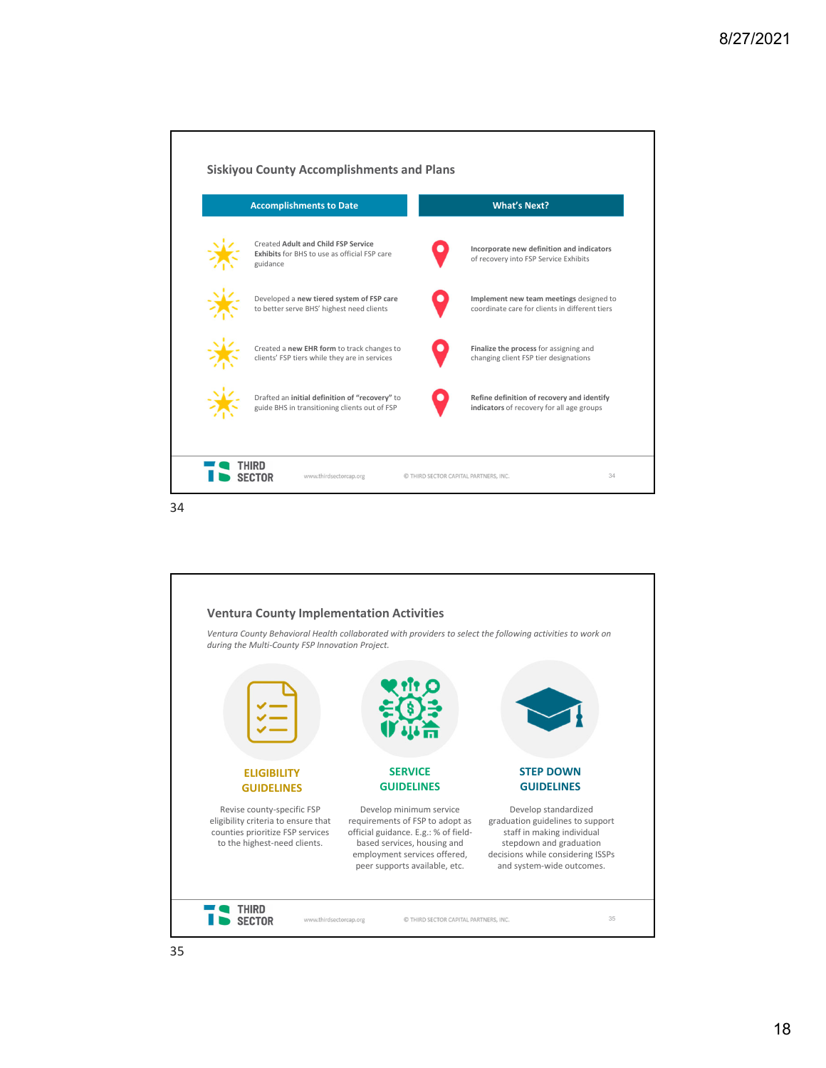## Siskiyou County Accomplishments and Plans

| Accomplishments to Date | What's Next? |
|---|---|
| Created **Adult and Child FSP Service Exhibits** for BHS to use as official FSP care guidance | **Incorporate new definition and indicators** of recovery into FSP Service Exhibits |
| Developed a **new tiered system of FSP care** to better serve BHS' highest need clients | **Implement new team meetings** designed to coordinate care for clients in different tiers |
| Created a **new EHR form** to track changes to clients' FSP tiers while they are in services | **Finalize the process** for assigning and changing client FSP tier designations |
| Drafted an **initial definition of "recovery"** to guide BHS in transitioning clients out of FSP | **Refine definition of recovery and identify indicators** of recovery for all age groups |

## Ventura County Implementation Activities

*Ventura County Behavioral Health collaborated with providers to select the following activities to work on during the Multi-County FSP Innovation Project.*

**ELIGIBILITY GUIDELINES**

Revise county-specific FSP eligibility criteria to ensure that counties prioritize FSP services to the highest-need clients.

**SERVICE GUIDELINES**

Develop minimum service requirements of FSP to adopt as official guidance. E.g.: % of field-based services, housing and employment services offered, peer supports available, etc.

**STEP DOWN GUIDELINES**

Develop standardized graduation guidelines to support staff in making individual stepdown and graduation decisions while considering ISSPs and system-wide outcomes.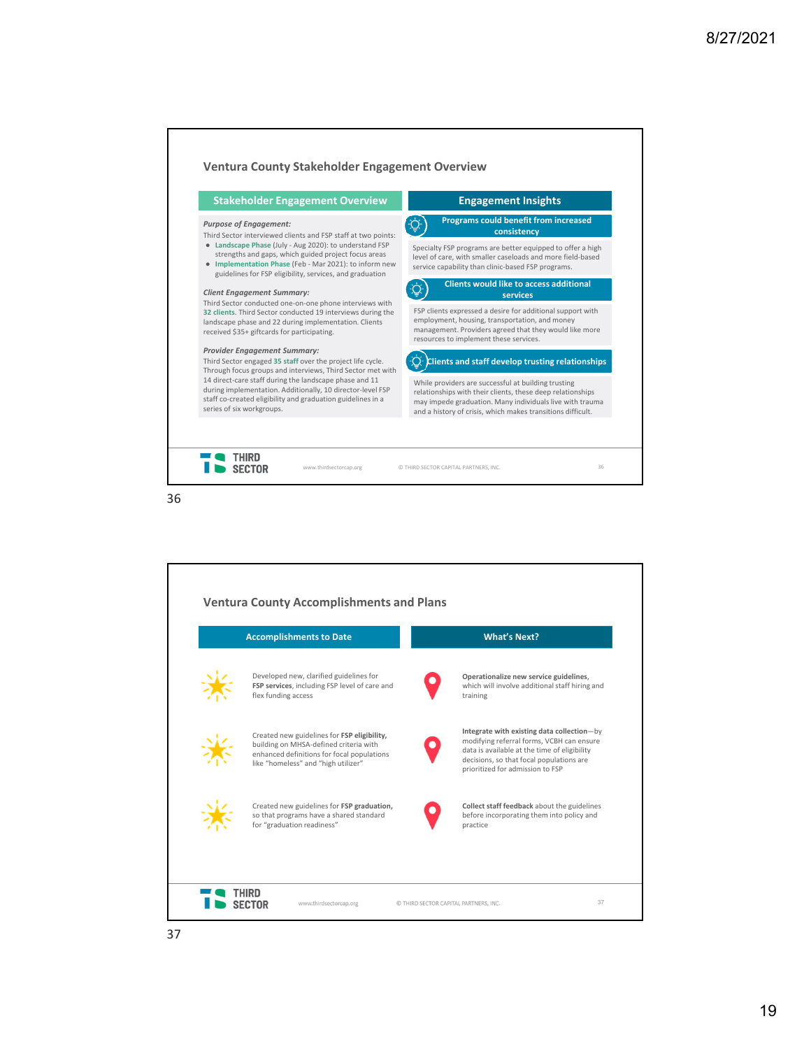## Ventura County Stakeholder Engagement Overview

### Stakeholder Engagement Overview

***Purpose of Engagement:***

Third Sector interviewed clients and FSP staff at two points:

- Landscape Phase (July - Aug 2020): to understand FSP strengths and gaps, which guided project focus areas
- Implementation Phase (Feb - Mar 2021): to inform new guidelines for FSP eligibility, services, and graduation

***Client Engagement Summary:***

Third Sector conducted one-on-one phone interviews with 32 clients. Third Sector conducted 19 interviews during the landscape phase and 22 during implementation. Clients received $35+ giftcards for participating.

***Provider Engagement Summary:***

Third Sector engaged 35 staff over the project life cycle. Through focus groups and interviews, Third Sector met with 14 direct-care staff during the landscape phase and 11 during implementation. Additionally, 10 director-level FSP staff co-created eligibility and graduation guidelines in a series of six workgroups.

### Engagement Insights

**Programs could benefit from increased consistency**

Specialty FSP programs are better equipped to offer a high level of care, with smaller caseloads and more field-based service capability than clinic-based FSP programs.

**Clients would like to access additional services**

FSP clients expressed a desire for additional support with employment, housing, transportation, and money management. Providers agreed that they would like more resources to implement these services.

**Clients and staff develop trusting relationships**

While providers are successful at building trusting relationships with their clients, these deep relationships may impede graduation. Many individuals live with trauma and a history of crisis, which makes transitions difficult.

36

## Ventura County Accomplishments and Plans

### Accomplishments to Date

- Developed new, clarified guidelines for **FSP services**, including FSP level of care and flex funding access
- Created new guidelines for **FSP eligibility,** building on MHSA-defined criteria with enhanced definitions for focal populations like “homeless” and “high utilizer”
- Created new guidelines for **FSP graduation,** so that programs have a shared standard for “graduation readiness”

### What’s Next?

- **Operationalize new service guidelines,** which will involve additional staff hiring and training
- **Integrate with existing data collection**—by modifying referral forms, VCBH can ensure data is available at the time of eligibility decisions, so that focal populations are prioritized for admission to FSP
- **Collect staff feedback** about the guidelines before incorporating them into policy and practice

37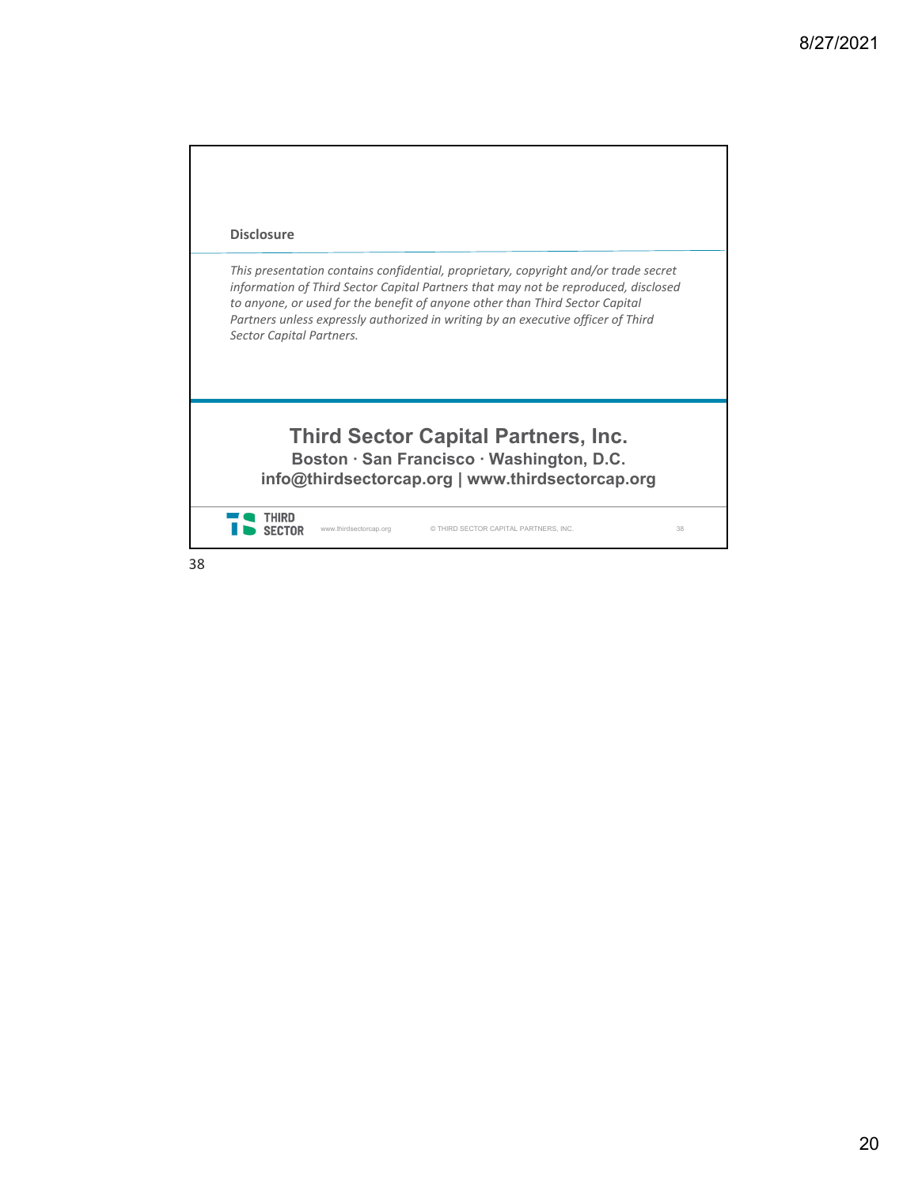## Disclosure

*This presentation contains confidential, proprietary, copyright and/or trade secret information of Third Sector Capital Partners that may not be reproduced, disclosed to anyone, or used for the benefit of anyone other than Third Sector Capital Partners unless expressly authorized in writing by an executive officer of Third Sector Capital Partners.*

**Third Sector Capital Partners, Inc.**

**Boston · San Francisco · Washington, D.C.**

**info@thirdsectorcap.org | www.thirdsectorcap.org**

THIRD SECTOR www.thirdsectorcap.org © THIRD SECTOR CAPITAL PARTNERS, INC.